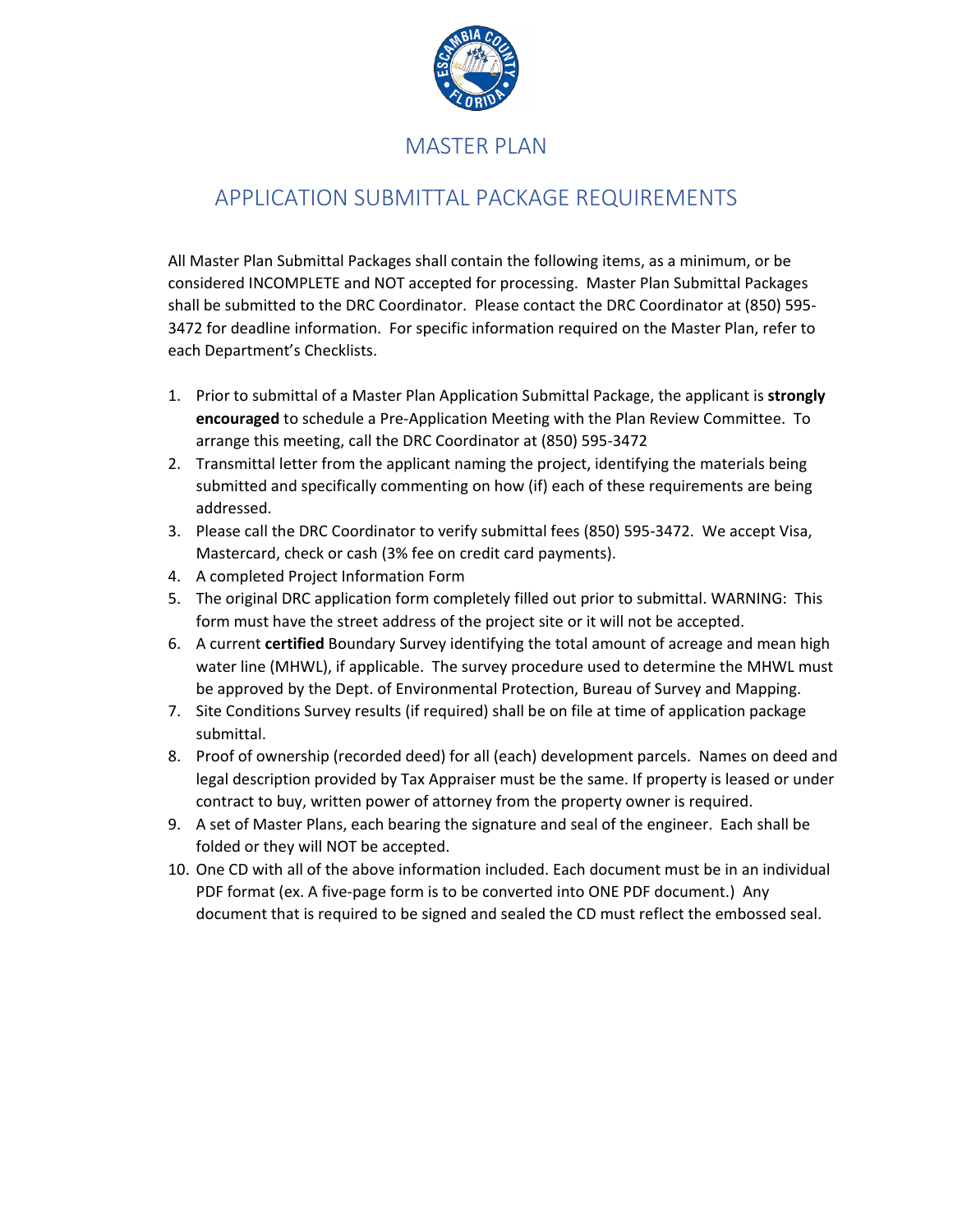# MASTER PLAN

## APPLICATION SUBMITTAL PACKAGE REQUIREMENTS

All Master Plan Submittal Packages shall contain the following items, as a minimum, or be considered INCOMPLETE and NOT accepted for processing. Master Plan Submittal Packages shall be submitted to the DRC Coordinator. Please contact the DRC Coordinator at (850) 595-3472 for deadline information. For specific information required on the Master Plan, refer to each Department's Checklists.

1. Prior to submittal of a Master Plan Application Submittal Package, the applicant is **strongly encouraged** to schedule a Pre-Application Meeting with the Plan Review Committee. To arrange this meeting, call the DRC Coordinator at (850) 595-3472
2. Transmittal letter from the applicant naming the project, identifying the materials being submitted and specifically commenting on how (if) each of these requirements are being addressed.
3. Please call the DRC Coordinator to verify submittal fees (850) 595-3472. We accept Visa, Mastercard, check or cash (3% fee on credit card payments).
4. A completed Project Information Form
5. The original DRC application form completely filled out prior to submittal. WARNING: This form must have the street address of the project site or it will not be accepted.
6. A current **certified** Boundary Survey identifying the total amount of acreage and mean high water line (MHWL), if applicable. The survey procedure used to determine the MHWL must be approved by the Dept. of Environmental Protection, Bureau of Survey and Mapping.
7. Site Conditions Survey results (if required) shall be on file at time of application package submittal.
8. Proof of ownership (recorded deed) for all (each) development parcels. Names on deed and legal description provided by Tax Appraiser must be the same. If property is leased or under contract to buy, written power of attorney from the property owner is required.
9. A set of Master Plans, each bearing the signature and seal of the engineer. Each shall be folded or they will NOT be accepted.
10. One CD with all of the above information included. Each document must be in an individual PDF format (ex. A five-page form is to be converted into ONE PDF document.) Any document that is required to be signed and sealed the CD must reflect the embossed seal.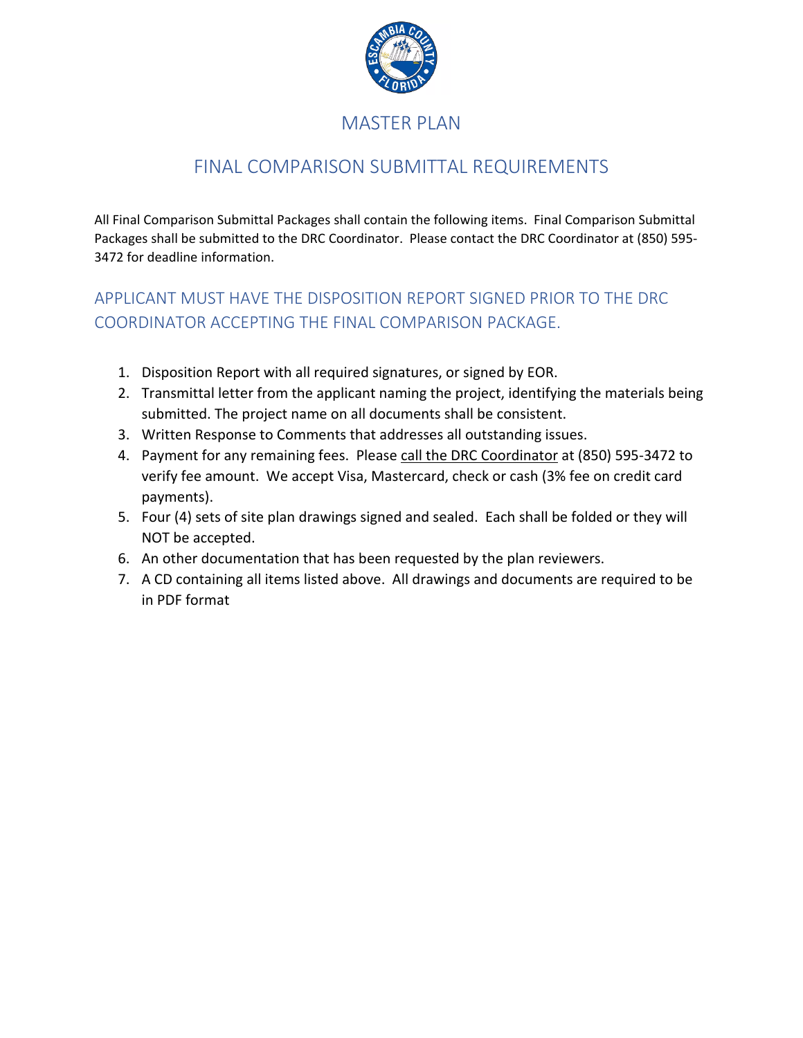# MASTER PLAN

## FINAL COMPARISON SUBMITTAL REQUIREMENTS

All Final Comparison Submittal Packages shall contain the following items. Final Comparison Submittal Packages shall be submitted to the DRC Coordinator. Please contact the DRC Coordinator at (850) 595-3472 for deadline information.

### APPLICANT MUST HAVE THE DISPOSITION REPORT SIGNED PRIOR TO THE DRC COORDINATOR ACCEPTING THE FINAL COMPARISON PACKAGE.

1. Disposition Report with all required signatures, or signed by EOR.
2. Transmittal letter from the applicant naming the project, identifying the materials being submitted. The project name on all documents shall be consistent.
3. Written Response to Comments that addresses all outstanding issues.
4. Payment for any remaining fees. Please call the DRC Coordinator at (850) 595-3472 to verify fee amount. We accept Visa, Mastercard, check or cash (3% fee on credit card payments).
5. Four (4) sets of site plan drawings signed and sealed. Each shall be folded or they will NOT be accepted.
6. An other documentation that has been requested by the plan reviewers.
7. A CD containing all items listed above. All drawings and documents are required to be in PDF format